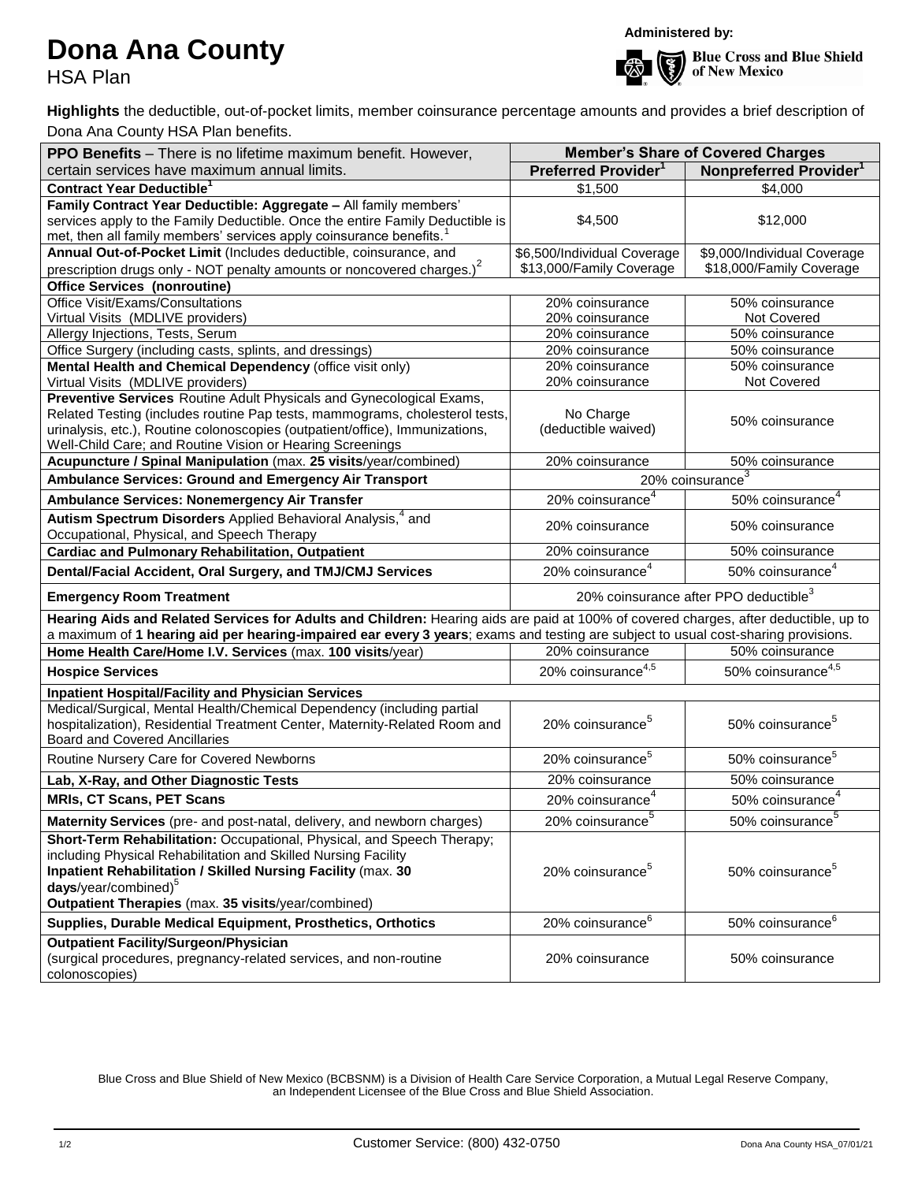# Dona Ana County

HSA Plan

Administered by:

Blue Cross and Blue Shield of New Mexico

**Highlights** the deductible, out-of-pocket limits, member coinsurance percentage amounts and provides a brief description of Dona Ana County HSA Plan benefits.

| **PPO Benefits** – There is no lifetime maximum benefit. However, certain services have maximum annual limits. | **Member's Share of Covered Charges** | |
|---|---|---|
| | **Preferred Provider[1]** | **Nonpreferred Provider[1]** |
| **Contract Year Deductible[1]** | $1,500 | $4,000 |
| **Family Contract Year Deductible: Aggregate –** All family members' services apply to the Family Deductible. Once the entire Family Deductible is met, then all family members' services apply coinsurance benefits.[1] | $4,500 | $12,000 |
| **Annual Out-of-Pocket Limit** (Includes deductible, coinsurance, and prescription drugs only - NOT penalty amounts or noncovered charges.)[2] | $6,500/Individual Coverage<br>$13,000/Family Coverage | $9,000/Individual Coverage<br>$18,000/Family Coverage |
| **Office Services (nonroutine)** | | |
| Office Visit/Exams/Consultations<br>Virtual Visits (MDLIVE providers) | 20% coinsurance<br>20% coinsurance | 50% coinsurance<br>Not Covered |
| Allergy Injections, Tests, Serum | 20% coinsurance | 50% coinsurance |
| Office Surgery (including casts, splints, and dressings) | 20% coinsurance | 50% coinsurance |
| **Mental Health and Chemical Dependency** (office visit only)<br>Virtual Visits (MDLIVE providers) | 20% coinsurance<br>20% coinsurance | 50% coinsurance<br>Not Covered |
| **Preventive Services** Routine Adult Physicals and Gynecological Exams, Related Testing (includes routine Pap tests, mammograms, cholesterol tests, urinalysis, etc.), Routine colonoscopies (outpatient/office), Immunizations, Well-Child Care; and Routine Vision or Hearing Screenings | No Charge<br>(deductible waived) | 50% coinsurance |
| **Acupuncture / Spinal Manipulation** (max. **25 visits**/year/combined) | 20% coinsurance | 50% coinsurance |
| **Ambulance Services: Ground and Emergency Air Transport** | 20% coinsurance[3] | |
| **Ambulance Services: Nonemergency Air Transfer** | 20% coinsurance[4] | 50% coinsurance[4] |
| **Autism Spectrum Disorders** Applied Behavioral Analysis,[4] and Occupational, Physical, and Speech Therapy | 20% coinsurance | 50% coinsurance |
| **Cardiac and Pulmonary Rehabilitation, Outpatient** | 20% coinsurance | 50% coinsurance |
| **Dental/Facial Accident, Oral Surgery, and TMJ/CMJ Services** | 20% coinsurance[4] | 50% coinsurance[4] |
| **Emergency Room Treatment** | 20% coinsurance after PPO deductible[3] | |
| **Hearing Aids and Related Services for Adults and Children:** Hearing aids are paid at 100% of covered charges, after deductible, up to a maximum of **1 hearing aid per hearing-impaired ear every 3 years**; exams and testing are subject to usual cost-sharing provisions. | | |
| **Home Health Care/Home I.V. Services** (max. **100 visits**/year) | 20% coinsurance | 50% coinsurance |
| **Hospice Services** | 20% coinsurance[4,5] | 50% coinsurance[4,5] |
| **Inpatient Hospital/Facility and Physician Services** | | |
| Medical/Surgical, Mental Health/Chemical Dependency (including partial hospitalization), Residential Treatment Center, Maternity-Related Room and Board and Covered Ancillaries | 20% coinsurance[5] | 50% coinsurance[5] |
| Routine Nursery Care for Covered Newborns | 20% coinsurance[5] | 50% coinsurance[5] |
| **Lab, X-Ray, and Other Diagnostic Tests** | 20% coinsurance | 50% coinsurance |
| **MRIs, CT Scans, PET Scans** | 20% coinsurance[4] | 50% coinsurance[4] |
| **Maternity Services** (pre- and post-natal, delivery, and newborn charges) | 20% coinsurance[5] | 50% coinsurance[5] |
| **Short-Term Rehabilitation:** Occupational, Physical, and Speech Therapy; including Physical Rehabilitation and Skilled Nursing Facility<br>**Inpatient Rehabilitation / Skilled Nursing Facility** (max. **30 days**/year/combined)[5]<br>**Outpatient Therapies** (max. **35 visits**/year/combined) | 20% coinsurance[5] | 50% coinsurance[5] |
| **Supplies, Durable Medical Equipment, Prosthetics, Orthotics** | 20% coinsurance[6] | 50% coinsurance[6] |
| **Outpatient Facility/Surgeon/Physician**<br>(surgical procedures, pregnancy-related services, and non-routine colonoscopies) | 20% coinsurance | 50% coinsurance |

Blue Cross and Blue Shield of New Mexico (BCBSNM) is a Division of Health Care Service Corporation, a Mutual Legal Reserve Company, an Independent Licensee of the Blue Cross and Blue Shield Association.

Customer Service: (800) 432-0750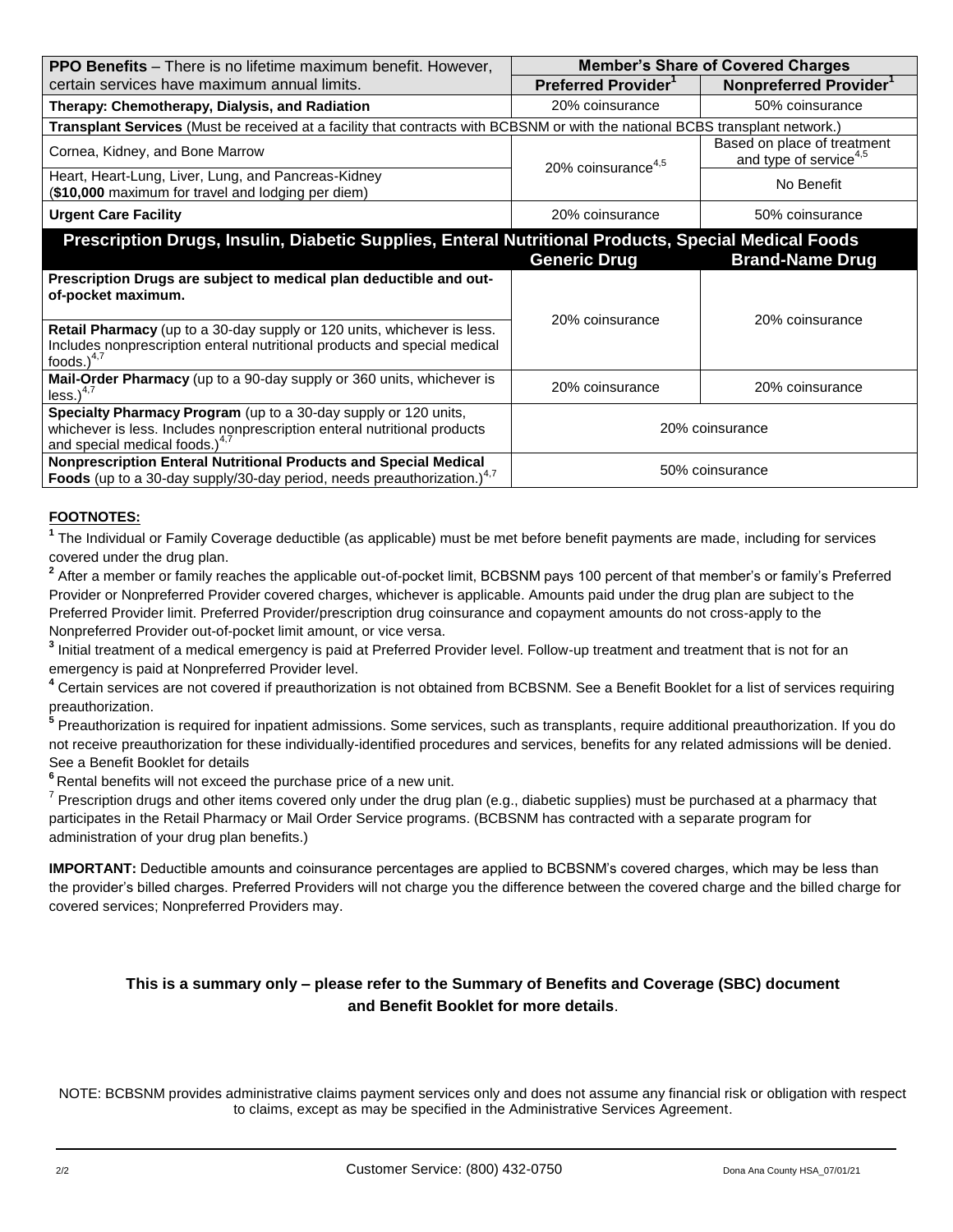| **PPO Benefits** – There is no lifetime maximum benefit. However, certain services have maximum annual limits. | **Member's Share of Covered Charges** | |
|---|---|---|
| | **Preferred Provider**[1] | **Nonpreferred Provider**[1] |
| **Therapy: Chemotherapy, Dialysis, and Radiation** | 20% coinsurance | 50% coinsurance |
| **Transplant Services** (Must be received at a facility that contracts with BCBSNM or with the national BCBS transplant network.) | | |
| Cornea, Kidney, and Bone Marrow | 20% coinsurance[4,5] | Based on place of treatment and type of service[4,5] |
| Heart, Heart-Lung, Liver, Lung, and Pancreas-Kidney (**$10,000** maximum for travel and lodging per diem) | 20% coinsurance[4,5] | No Benefit |
| **Urgent Care Facility** | 20% coinsurance | 50% coinsurance |
| **Prescription Drugs, Insulin, Diabetic Supplies, Enteral Nutritional Products, Special Medical Foods** | **Generic Drug** | **Brand-Name Drug** |
| **Prescription Drugs are subject to medical plan deductible and out-of-pocket maximum.** **Retail Pharmacy** (up to a 30-day supply or 120 units, whichever is less. Includes nonprescription enteral nutritional products and special medical foods.)[4,7] | 20% coinsurance | 20% coinsurance |
| **Mail-Order Pharmacy** (up to a 90-day supply or 360 units, whichever is less.)[4,7] | 20% coinsurance | 20% coinsurance |
| **Specialty Pharmacy Program** (up to a 30-day supply or 120 units, whichever is less. Includes nonprescription enteral nutritional products and special medical foods.)[4,7] | 20% coinsurance | |
| **Nonprescription Enteral Nutritional Products and Special Medical Foods** (up to a 30-day supply/30-day period, needs preauthorization.)[4,7] | 50% coinsurance | |

**FOOTNOTES:**

[1] The Individual or Family Coverage deductible (as applicable) must be met before benefit payments are made, including for services covered under the drug plan.

[2] After a member or family reaches the applicable out-of-pocket limit, BCBSNM pays 100 percent of that member's or family's Preferred Provider or Nonpreferred Provider covered charges, whichever is applicable. Amounts paid under the drug plan are subject to the Preferred Provider limit. Preferred Provider/prescription drug coinsurance and copayment amounts do not cross-apply to the Nonpreferred Provider out-of-pocket limit amount, or vice versa.

[3] Initial treatment of a medical emergency is paid at Preferred Provider level. Follow-up treatment and treatment that is not for an emergency is paid at Nonpreferred Provider level.

[4] Certain services are not covered if preauthorization is not obtained from BCBSNM. See a Benefit Booklet for a list of services requiring preauthorization.

[5] Preauthorization is required for inpatient admissions. Some services, such as transplants, require additional preauthorization. If you do not receive preauthorization for these individually-identified procedures and services, benefits for any related admissions will be denied. See a Benefit Booklet for details

[6] Rental benefits will not exceed the purchase price of a new unit.

[7] Prescription drugs and other items covered only under the drug plan (e.g., diabetic supplies) must be purchased at a pharmacy that participates in the Retail Pharmacy or Mail Order Service programs. (BCBSNM has contracted with a separate program for administration of your drug plan benefits.)

**IMPORTANT:** Deductible amounts and coinsurance percentages are applied to BCBSNM's covered charges, which may be less than the provider's billed charges. Preferred Providers will not charge you the difference between the covered charge and the billed charge for covered services; Nonpreferred Providers may.

**This is a summary only – please refer to the Summary of Benefits and Coverage (SBC) document and Benefit Booklet for more details**.

NOTE: BCBSNM provides administrative claims payment services only and does not assume any financial risk or obligation with respect to claims, except as may be specified in the Administrative Services Agreement.

Customer Service: (800) 432-0750

Dona Ana County HSA_07/01/21